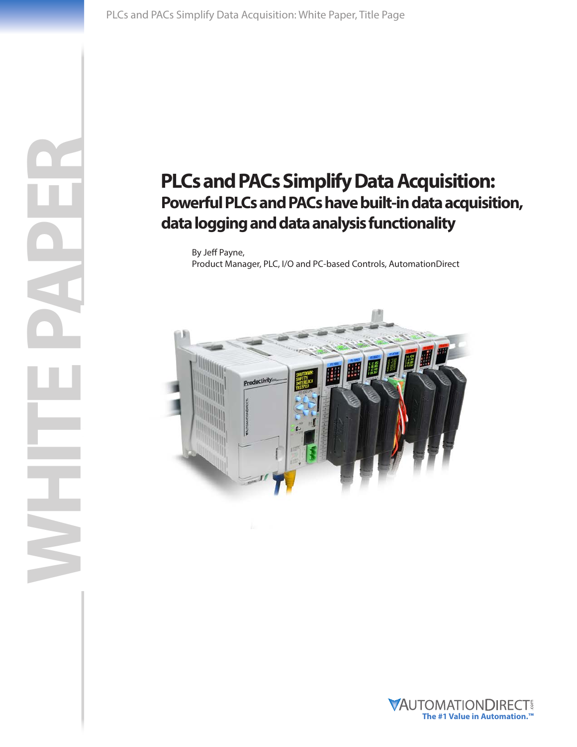# PLCs and PACs Simplify Data Acquisition:

## Powerful PLCs and PACs have built-in data acquisition, data logging and data analysis functionality

By Jeff Payne,
Product Manager, PLC, I/O and PC-based Controls, AutomationDirect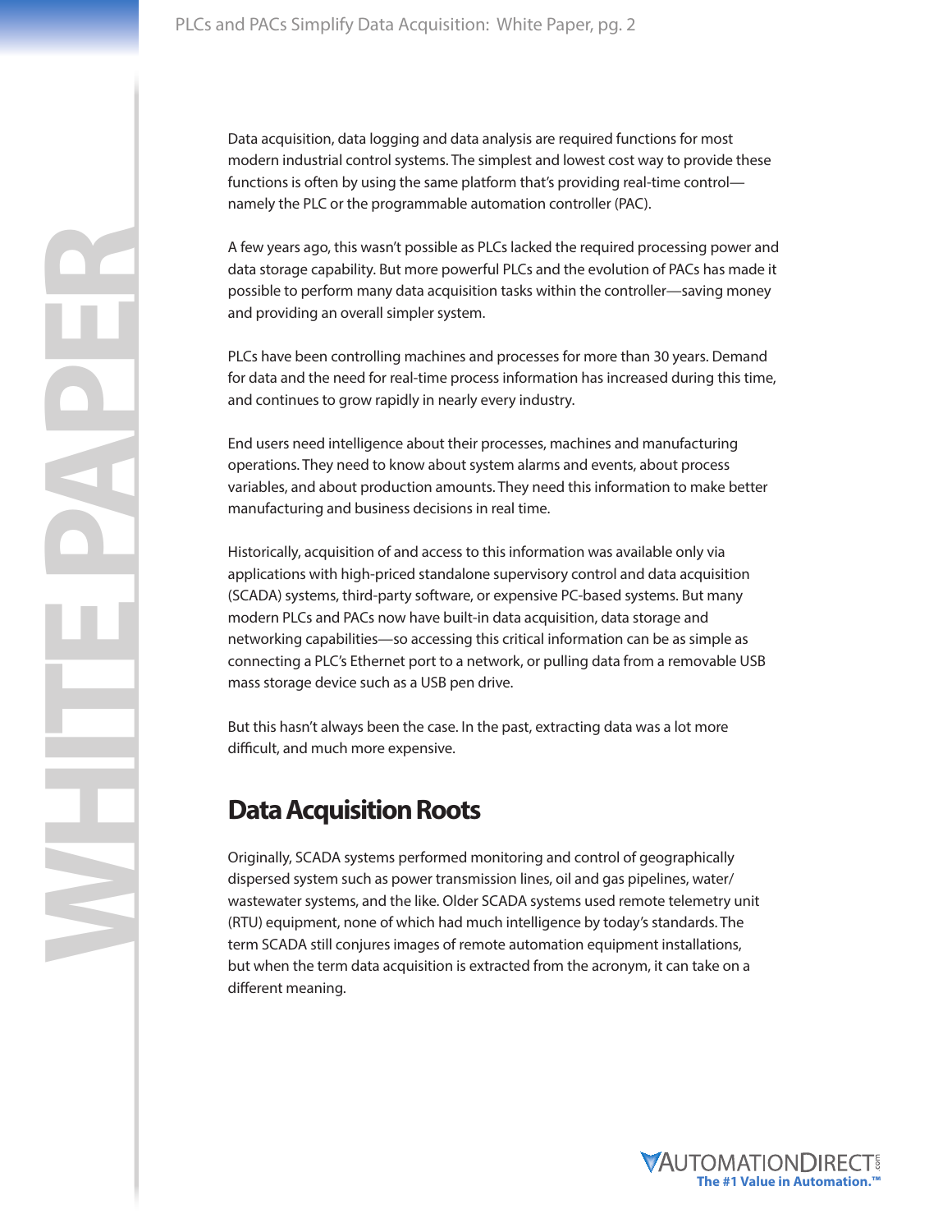Data acquisition, data logging and data analysis are required functions for most modern industrial control systems. The simplest and lowest cost way to provide these functions is often by using the same platform that's providing real-time control—namely the PLC or the programmable automation controller (PAC).

A few years ago, this wasn't possible as PLCs lacked the required processing power and data storage capability. But more powerful PLCs and the evolution of PACs has made it possible to perform many data acquisition tasks within the controller—saving money and providing an overall simpler system.

PLCs have been controlling machines and processes for more than 30 years. Demand for data and the need for real-time process information has increased during this time, and continues to grow rapidly in nearly every industry.

End users need intelligence about their processes, machines and manufacturing operations. They need to know about system alarms and events, about process variables, and about production amounts. They need this information to make better manufacturing and business decisions in real time.

Historically, acquisition of and access to this information was available only via applications with high-priced standalone supervisory control and data acquisition (SCADA) systems, third-party software, or expensive PC-based systems. But many modern PLCs and PACs now have built-in data acquisition, data storage and networking capabilities—so accessing this critical information can be as simple as connecting a PLC's Ethernet port to a network, or pulling data from a removable USB mass storage device such as a USB pen drive.

But this hasn't always been the case. In the past, extracting data was a lot more difficult, and much more expensive.

## Data Acquisition Roots

Originally, SCADA systems performed monitoring and control of geographically dispersed system such as power transmission lines, oil and gas pipelines, water/wastewater systems, and the like. Older SCADA systems used remote telemetry unit (RTU) equipment, none of which had much intelligence by today's standards. The term SCADA still conjures images of remote automation equipment installations, but when the term data acquisition is extracted from the acronym, it can take on a different meaning.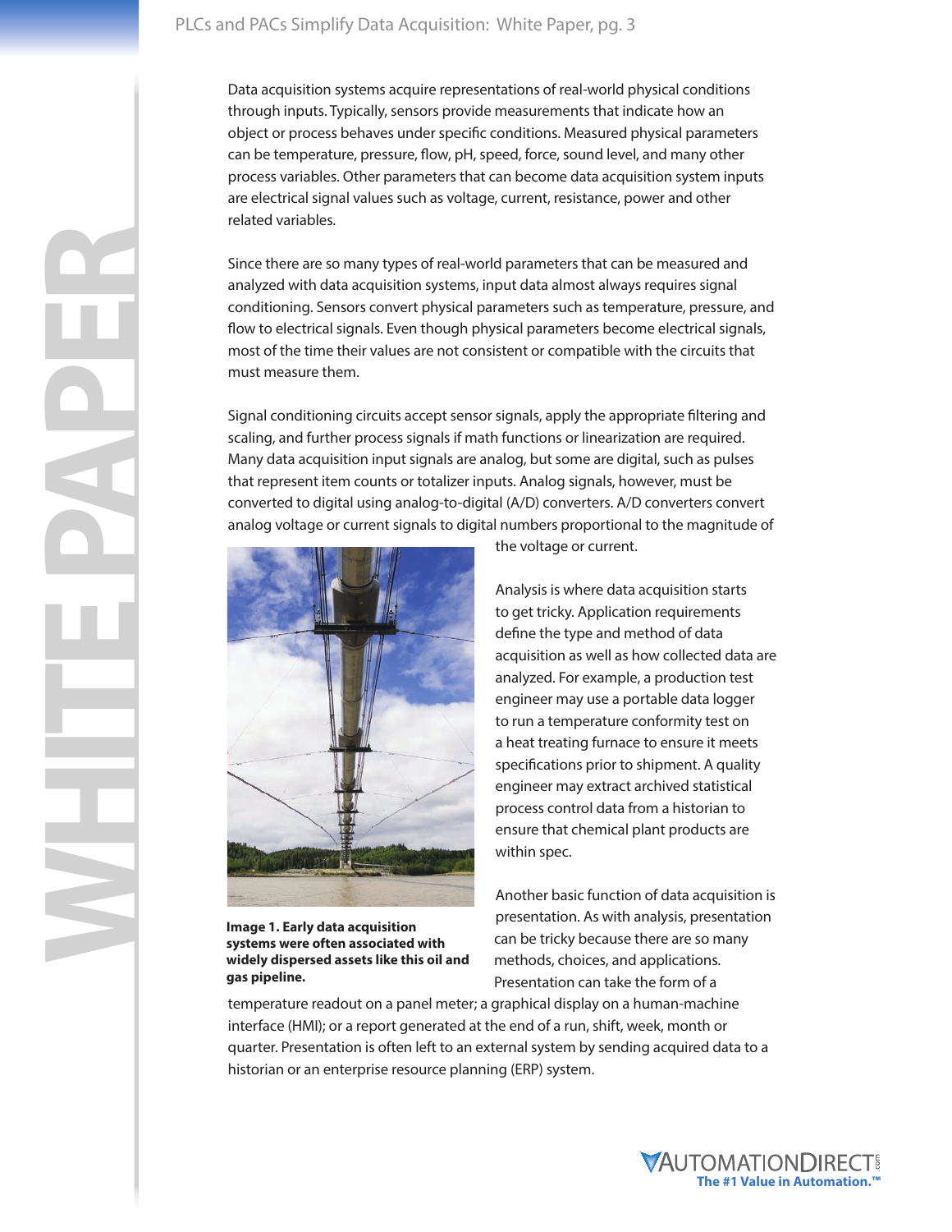Data acquisition systems acquire representations of real-world physical conditions through inputs. Typically, sensors provide measurements that indicate how an object or process behaves under specific conditions. Measured physical parameters can be temperature, pressure, flow, pH, speed, force, sound level, and many other process variables. Other parameters that can become data acquisition system inputs are electrical signal values such as voltage, current, resistance, power and other related variables.

Since there are so many types of real-world parameters that can be measured and analyzed with data acquisition systems, input data almost always requires signal conditioning. Sensors convert physical parameters such as temperature, pressure, and flow to electrical signals. Even though physical parameters become electrical signals, most of the time their values are not consistent or compatible with the circuits that must measure them.

Signal conditioning circuits accept sensor signals, apply the appropriate filtering and scaling, and further process signals if math functions or linearization are required. Many data acquisition input signals are analog, but some are digital, such as pulses that represent item counts or totalizer inputs. Analog signals, however, must be converted to digital using analog-to-digital (A/D) converters. A/D converters convert analog voltage or current signals to digital numbers proportional to the magnitude of the voltage or current.

**Image 1. Early data acquisition systems were often associated with widely dispersed assets like this oil and gas pipeline.**

Analysis is where data acquisition starts to get tricky. Application requirements define the type and method of data acquisition as well as how collected data are analyzed. For example, a production test engineer may use a portable data logger to run a temperature conformity test on a heat treating furnace to ensure it meets specifications prior to shipment. A quality engineer may extract archived statistical process control data from a historian to ensure that chemical plant products are within spec.

Another basic function of data acquisition is presentation. As with analysis, presentation can be tricky because there are so many methods, choices, and applications. Presentation can take the form of a temperature readout on a panel meter; a graphical display on a human-machine interface (HMI); or a report generated at the end of a run, shift, week, month or quarter. Presentation is often left to an external system by sending acquired data to a historian or an enterprise resource planning (ERP) system.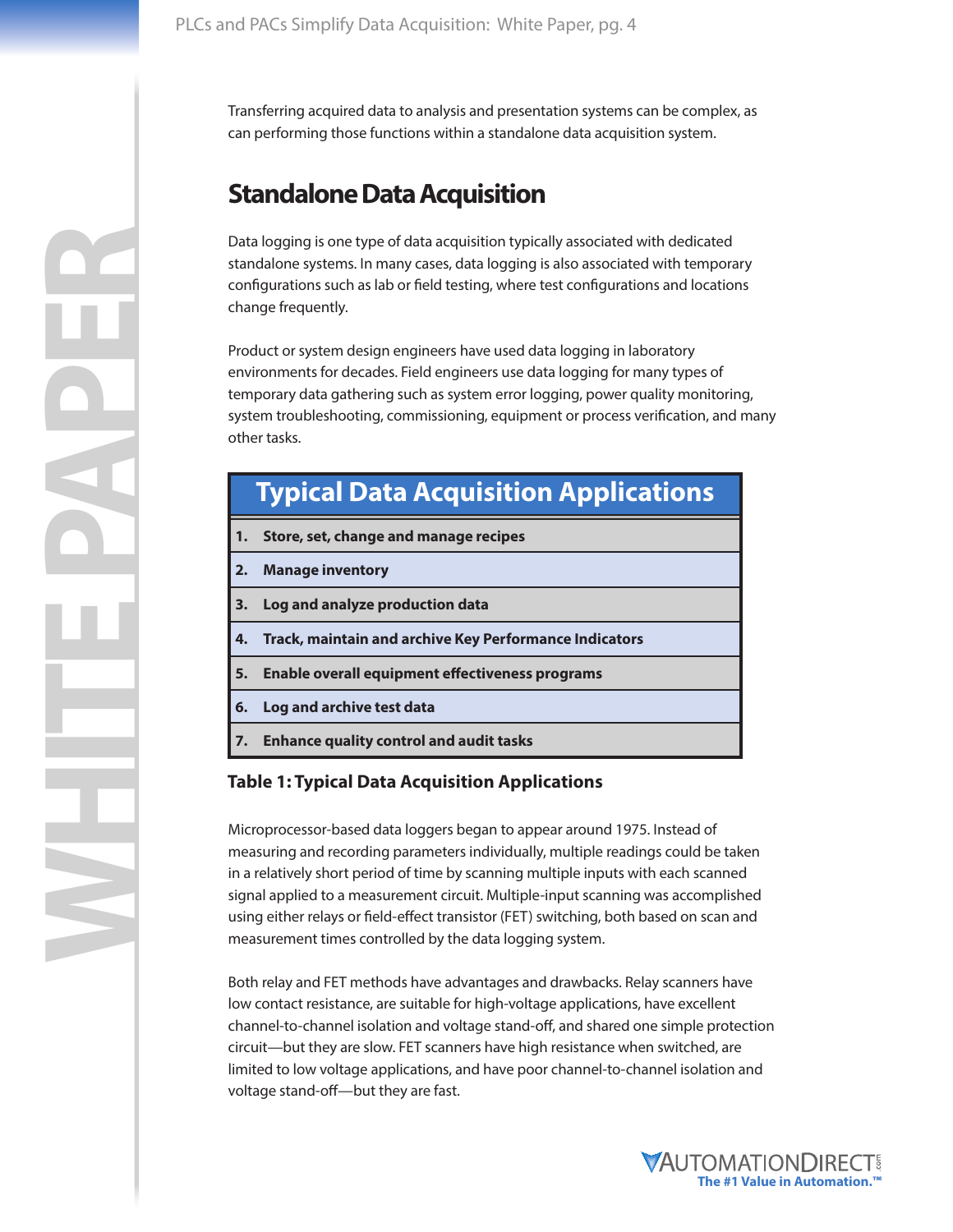Transferring acquired data to analysis and presentation systems can be complex, as can performing those functions within a standalone data acquisition system.

## Standalone Data Acquisition

Data logging is one type of data acquisition typically associated with dedicated standalone systems. In many cases, data logging is also associated with temporary configurations such as lab or field testing, where test configurations and locations change frequently.

Product or system design engineers have used data logging in laboratory environments for decades. Field engineers use data logging for many types of temporary data gathering such as system error logging, power quality monitoring, system troubleshooting, commissioning, equipment or process verification, and many other tasks.

| Typical Data Acquisition Applications |
|---|
| **1. Store, set, change and manage recipes** |
| **2. Manage inventory** |
| **3. Log and analyze production data** |
| **4. Track, maintain and archive Key Performance Indicators** |
| **5. Enable overall equipment effectiveness programs** |
| **6. Log and archive test data** |
| **7. Enhance quality control and audit tasks** |

**Table 1: Typical Data Acquisition Applications**

Microprocessor-based data loggers began to appear around 1975. Instead of measuring and recording parameters individually, multiple readings could be taken in a relatively short period of time by scanning multiple inputs with each scanned signal applied to a measurement circuit. Multiple-input scanning was accomplished using either relays or field-effect transistor (FET) switching, both based on scan and measurement times controlled by the data logging system.

Both relay and FET methods have advantages and drawbacks. Relay scanners have low contact resistance, are suitable for high-voltage applications, have excellent channel-to-channel isolation and voltage stand-off, and shared one simple protection circuit—but they are slow. FET scanners have high resistance when switched, are limited to low voltage applications, and have poor channel-to-channel isolation and voltage stand-off—but they are fast.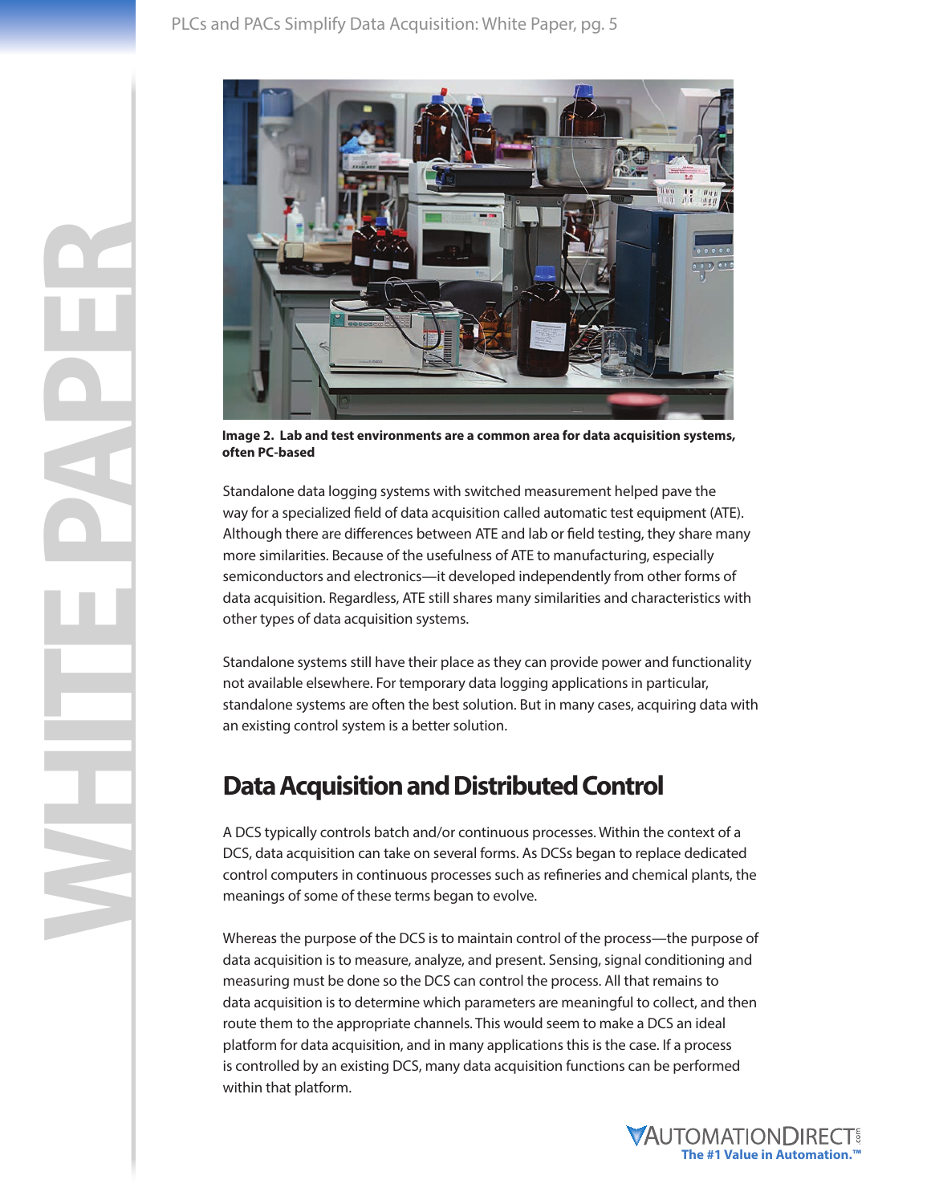**Image 2. Lab and test environments are a common area for data acquisition systems, often PC-based**

Standalone data logging systems with switched measurement helped pave the way for a specialized field of data acquisition called automatic test equipment (ATE). Although there are differences between ATE and lab or field testing, they share many more similarities. Because of the usefulness of ATE to manufacturing, especially semiconductors and electronics—it developed independently from other forms of data acquisition. Regardless, ATE still shares many similarities and characteristics with other types of data acquisition systems.

Standalone systems still have their place as they can provide power and functionality not available elsewhere. For temporary data logging applications in particular, standalone systems are often the best solution. But in many cases, acquiring data with an existing control system is a better solution.

## Data Acquisition and Distributed Control

A DCS typically controls batch and/or continuous processes. Within the context of a DCS, data acquisition can take on several forms. As DCSs began to replace dedicated control computers in continuous processes such as refineries and chemical plants, the meanings of some of these terms began to evolve.

Whereas the purpose of the DCS is to maintain control of the process—the purpose of data acquisition is to measure, analyze, and present. Sensing, signal conditioning and measuring must be done so the DCS can control the process. All that remains to data acquisition is to determine which parameters are meaningful to collect, and then route them to the appropriate channels. This would seem to make a DCS an ideal platform for data acquisition, and in many applications this is the case. If a process is controlled by an existing DCS, many data acquisition functions can be performed within that platform.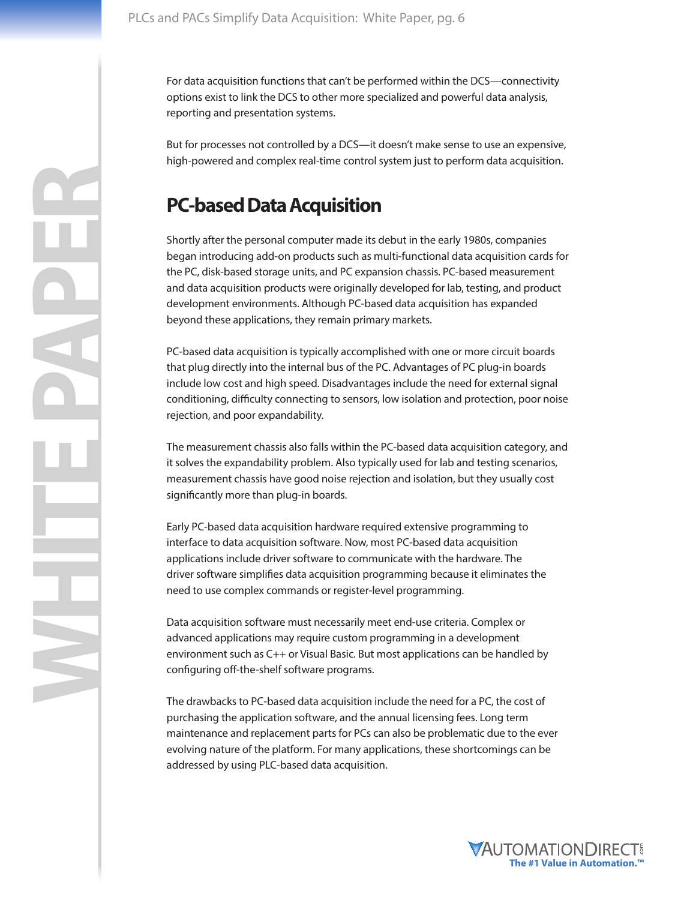For data acquisition functions that can't be performed within the DCS—connectivity options exist to link the DCS to other more specialized and powerful data analysis, reporting and presentation systems.

But for processes not controlled by a DCS—it doesn't make sense to use an expensive, high-powered and complex real-time control system just to perform data acquisition.

## PC-based Data Acquisition

Shortly after the personal computer made its debut in the early 1980s, companies began introducing add-on products such as multi-functional data acquisition cards for the PC, disk-based storage units, and PC expansion chassis. PC-based measurement and data acquisition products were originally developed for lab, testing, and product development environments. Although PC-based data acquisition has expanded beyond these applications, they remain primary markets.

PC-based data acquisition is typically accomplished with one or more circuit boards that plug directly into the internal bus of the PC. Advantages of PC plug-in boards include low cost and high speed. Disadvantages include the need for external signal conditioning, difficulty connecting to sensors, low isolation and protection, poor noise rejection, and poor expandability.

The measurement chassis also falls within the PC-based data acquisition category, and it solves the expandability problem. Also typically used for lab and testing scenarios, measurement chassis have good noise rejection and isolation, but they usually cost significantly more than plug-in boards.

Early PC-based data acquisition hardware required extensive programming to interface to data acquisition software. Now, most PC-based data acquisition applications include driver software to communicate with the hardware. The driver software simplifies data acquisition programming because it eliminates the need to use complex commands or register-level programming.

Data acquisition software must necessarily meet end-use criteria. Complex or advanced applications may require custom programming in a development environment such as C++ or Visual Basic. But most applications can be handled by configuring off-the-shelf software programs.

The drawbacks to PC-based data acquisition include the need for a PC, the cost of purchasing the application software, and the annual licensing fees. Long term maintenance and replacement parts for PCs can also be problematic due to the ever evolving nature of the platform. For many applications, these shortcomings can be addressed by using PLC-based data acquisition.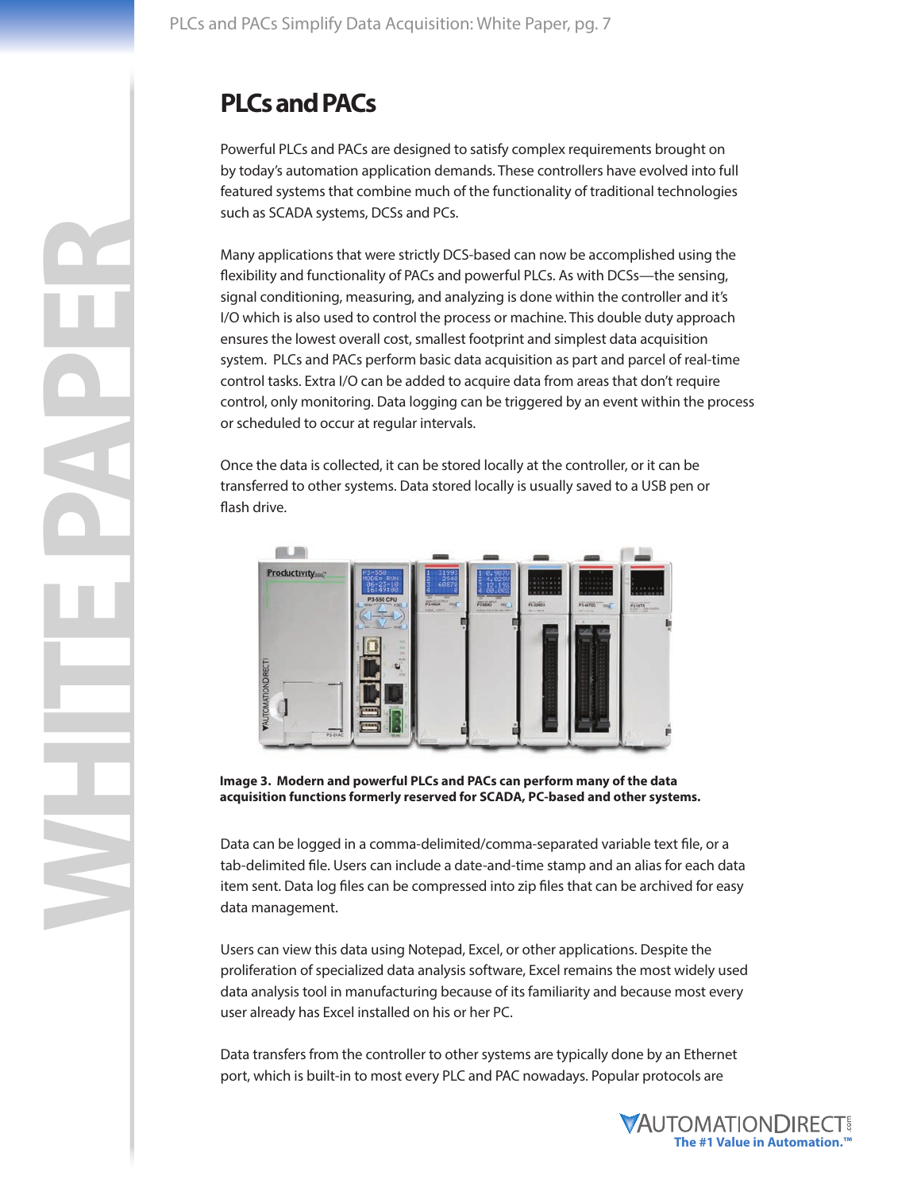## PLCs and PACs

Powerful PLCs and PACs are designed to satisfy complex requirements brought on by today's automation application demands. These controllers have evolved into full featured systems that combine much of the functionality of traditional technologies such as SCADA systems, DCSs and PCs.

Many applications that were strictly DCS-based can now be accomplished using the flexibility and functionality of PACs and powerful PLCs. As with DCSs—the sensing, signal conditioning, measuring, and analyzing is done within the controller and it's I/O which is also used to control the process or machine. This double duty approach ensures the lowest overall cost, smallest footprint and simplest data acquisition system. PLCs and PACs perform basic data acquisition as part and parcel of real-time control tasks. Extra I/O can be added to acquire data from areas that don't require control, only monitoring. Data logging can be triggered by an event within the process or scheduled to occur at regular intervals.

Once the data is collected, it can be stored locally at the controller, or it can be transferred to other systems. Data stored locally is usually saved to a USB pen or flash drive.

**Image 3. Modern and powerful PLCs and PACs can perform many of the data acquisition functions formerly reserved for SCADA, PC-based and other systems.**

Data can be logged in a comma-delimited/comma-separated variable text file, or a tab-delimited file. Users can include a date-and-time stamp and an alias for each data item sent. Data log files can be compressed into zip files that can be archived for easy data management.

Users can view this data using Notepad, Excel, or other applications. Despite the proliferation of specialized data analysis software, Excel remains the most widely used data analysis tool in manufacturing because of its familiarity and because most every user already has Excel installed on his or her PC.

Data transfers from the controller to other systems are typically done by an Ethernet port, which is built-in to most every PLC and PAC nowadays. Popular protocols are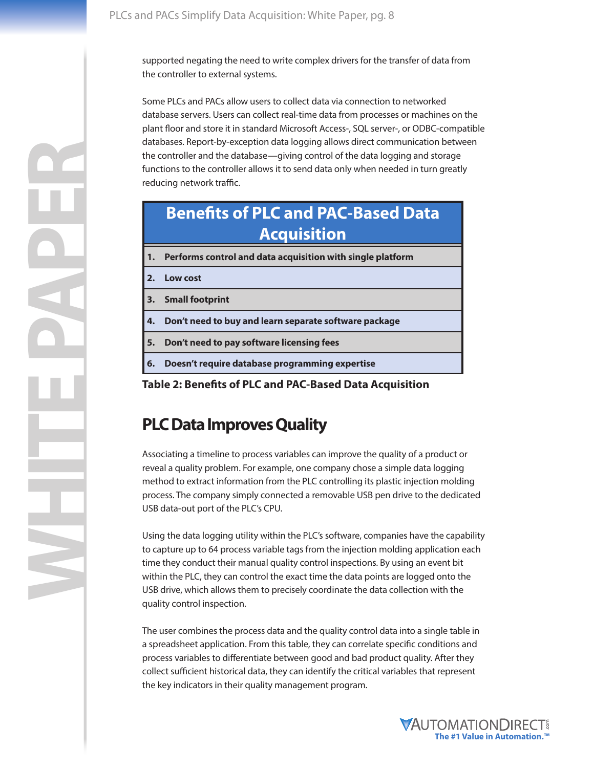supported negating the need to write complex drivers for the transfer of data from the controller to external systems.

Some PLCs and PACs allow users to collect data via connection to networked database servers. Users can collect real-time data from processes or machines on the plant floor and store it in standard Microsoft Access-, SQL server-, or ODBC-compatible databases. Report-by-exception data logging allows direct communication between the controller and the database—giving control of the data logging and storage functions to the controller allows it to send data only when needed in turn greatly reducing network traffic.

| Benefits of PLC and PAC-Based Data Acquisition |
|---|
| **1. Performs control and data acquisition with single platform** |
| **2. Low cost** |
| **3. Small footprint** |
| **4. Don't need to buy and learn separate software package** |
| **5. Don't need to pay software licensing fees** |
| **6. Doesn't require database programming expertise** |

**Table 2: Benefits of PLC and PAC-Based Data Acquisition**

## PLC Data Improves Quality

Associating a timeline to process variables can improve the quality of a product or reveal a quality problem. For example, one company chose a simple data logging method to extract information from the PLC controlling its plastic injection molding process. The company simply connected a removable USB pen drive to the dedicated USB data-out port of the PLC's CPU.

Using the data logging utility within the PLC's software, companies have the capability to capture up to 64 process variable tags from the injection molding application each time they conduct their manual quality control inspections. By using an event bit within the PLC, they can control the exact time the data points are logged onto the USB drive, which allows them to precisely coordinate the data collection with the quality control inspection.

The user combines the process data and the quality control data into a single table in a spreadsheet application. From this table, they can correlate specific conditions and process variables to differentiate between good and bad product quality. After they collect sufficient historical data, they can identify the critical variables that represent the key indicators in their quality management program.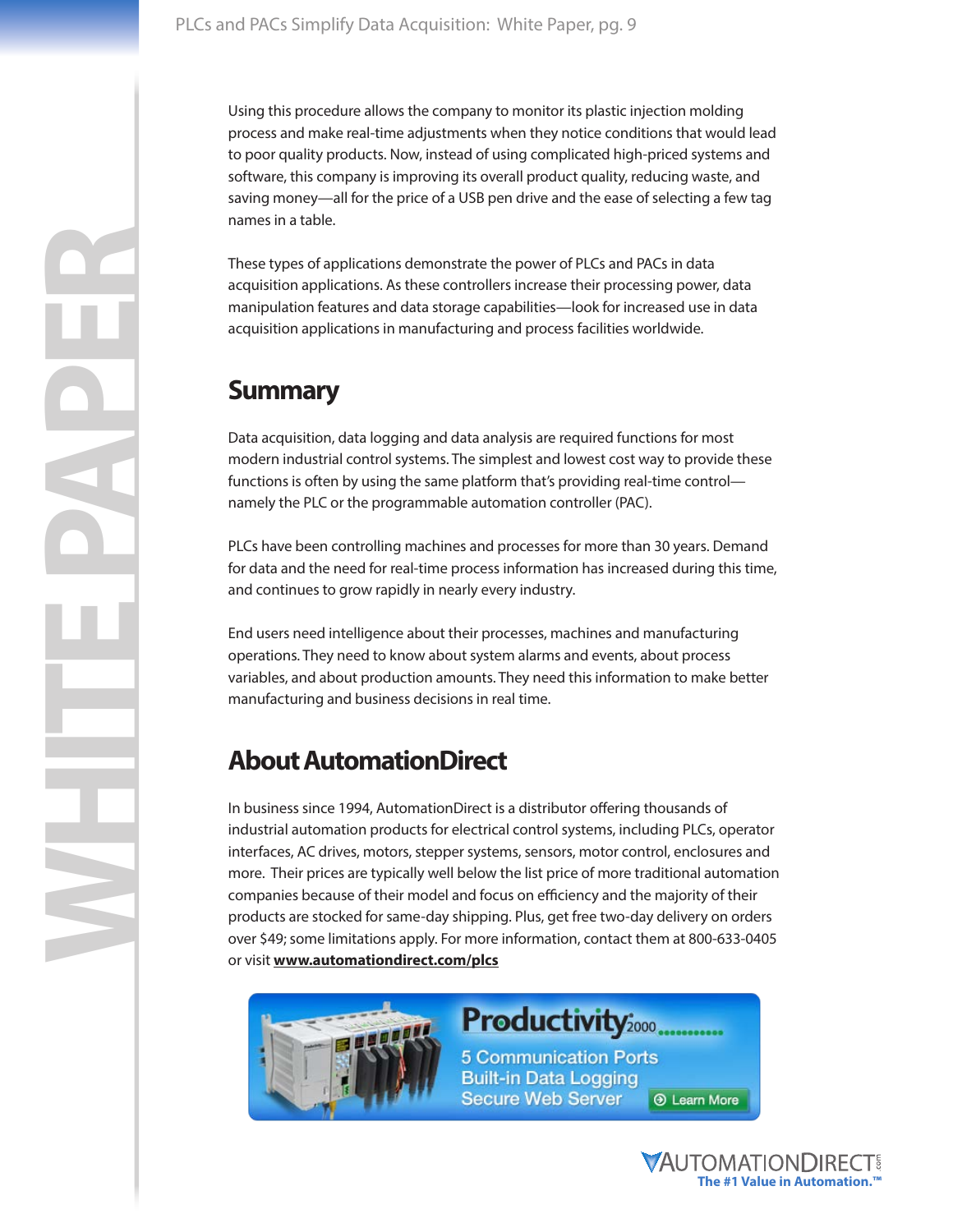Using this procedure allows the company to monitor its plastic injection molding process and make real-time adjustments when they notice conditions that would lead to poor quality products. Now, instead of using complicated high-priced systems and software, this company is improving its overall product quality, reducing waste, and saving money—all for the price of a USB pen drive and the ease of selecting a few tag names in a table.

These types of applications demonstrate the power of PLCs and PACs in data acquisition applications. As these controllers increase their processing power, data manipulation features and data storage capabilities—look for increased use in data acquisition applications in manufacturing and process facilities worldwide.

## Summary

Data acquisition, data logging and data analysis are required functions for most modern industrial control systems. The simplest and lowest cost way to provide these functions is often by using the same platform that's providing real-time control—namely the PLC or the programmable automation controller (PAC).

PLCs have been controlling machines and processes for more than 30 years. Demand for data and the need for real-time process information has increased during this time, and continues to grow rapidly in nearly every industry.

End users need intelligence about their processes, machines and manufacturing operations. They need to know about system alarms and events, about process variables, and about production amounts. They need this information to make better manufacturing and business decisions in real time.

## About AutomationDirect

In business since 1994, AutomationDirect is a distributor offering thousands of industrial automation products for electrical control systems, including PLCs, operator interfaces, AC drives, motors, stepper systems, sensors, motor control, enclosures and more. Their prices are typically well below the list price of more traditional automation companies because of their model and focus on efficiency and the majority of their products are stocked for same-day shipping. Plus, get free two-day delivery on orders over $49; some limitations apply. For more information, contact them at 800-633-0405 or visit **www.automationdirect.com/plcs**

Productivity2000

5 Communication Ports
Built-in Data Logging
Secure Web Server

Learn More

AUTOMATIONDIRECT.com
The #1 Value in Automation.™